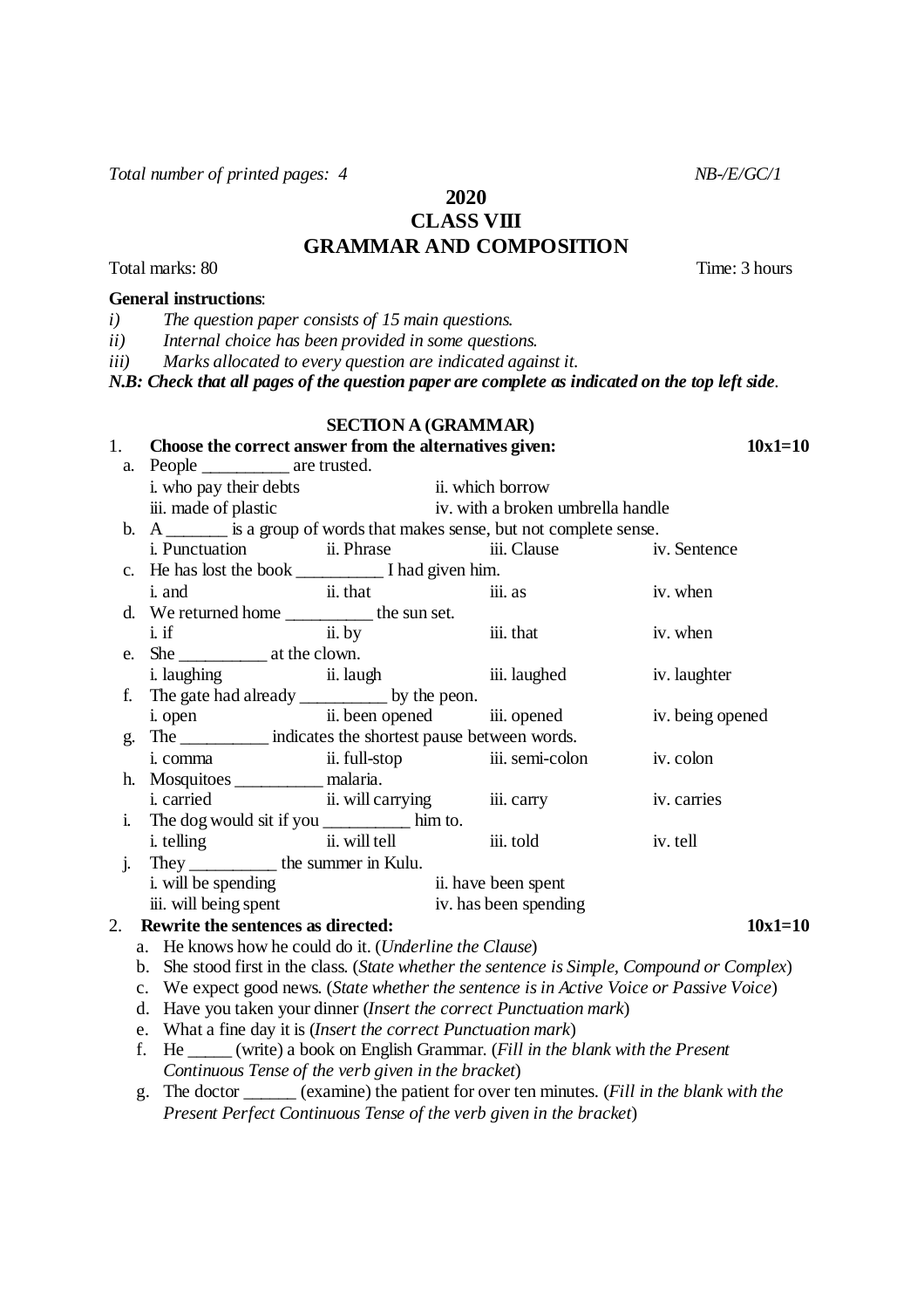*Total number of printed pages: 4* *NB-/E/GC/1*

**2020**

**CLASS VIII**

**GRAMMAR AND COMPOSITION**

Total marks: 80 Time: 3 hours

**General instructions**:

*i) The question paper consists of 15 main questions.*

*ii) Internal choice has been provided in some questions.*

*iii) Marks allocated to every question are indicated against it.*

***N.B: Check that all pages of the question paper are complete as indicated on the top left side.***

## SECTION A (GRAMMAR)

1. **Choose the correct answer from the alternatives given:** **10x1=10**

   a. People __________ are trusted.
      i. who pay their debts  ii. which borrow
      iii. made of plastic  iv. with a broken umbrella handle

   b. A _______ is a group of words that makes sense, but not complete sense.
      i. Punctuation  ii. Phrase  iii. Clause  iv. Sentence

   c. He has lost the book __________ I had given him.
      i. and  ii. that  iii. as  iv. when

   d. We returned home __________ the sun set.
      i. if  ii. by  iii. that  iv. when

   e. She __________ at the clown.
      i. laughing  ii. laugh  iii. laughed  iv. laughter

   f. The gate had already __________ by the peon.
      i. open  ii. been opened  iii. opened  iv. being opened

   g. The __________ indicates the shortest pause between words.
      i. comma  ii. full-stop  iii. semi-colon  iv. colon

   h. Mosquitoes __________ malaria.
      i. carried  ii. will carrying  iii. carry  iv. carries

   i. The dog would sit if you __________ him to.
      i. telling  ii. will tell  iii. told  iv. tell

   j. They __________ the summer in Kulu.
      i. will be spending  ii. have been spent
      iii. will being spent  iv. has been spending

2. **Rewrite the sentences as directed:** **10x1=10**

   a. He knows how he could do it. (*Underline the Clause*)

   b. She stood first in the class. (*State whether the sentence is Simple, Compound or Complex*)

   c. We expect good news. (*State whether the sentence is in Active Voice or Passive Voice*)

   d. Have you taken your dinner (*Insert the correct Punctuation mark*)

   e. What a fine day it is (*Insert the correct Punctuation mark*)

   f. He _____ (write) a book on English Grammar. (*Fill in the blank with the Present Continuous Tense of the verb given in the bracket*)

   g. The doctor ______ (examine) the patient for over ten minutes. (*Fill in the blank with the Present Perfect Continuous Tense of the verb given in the bracket*)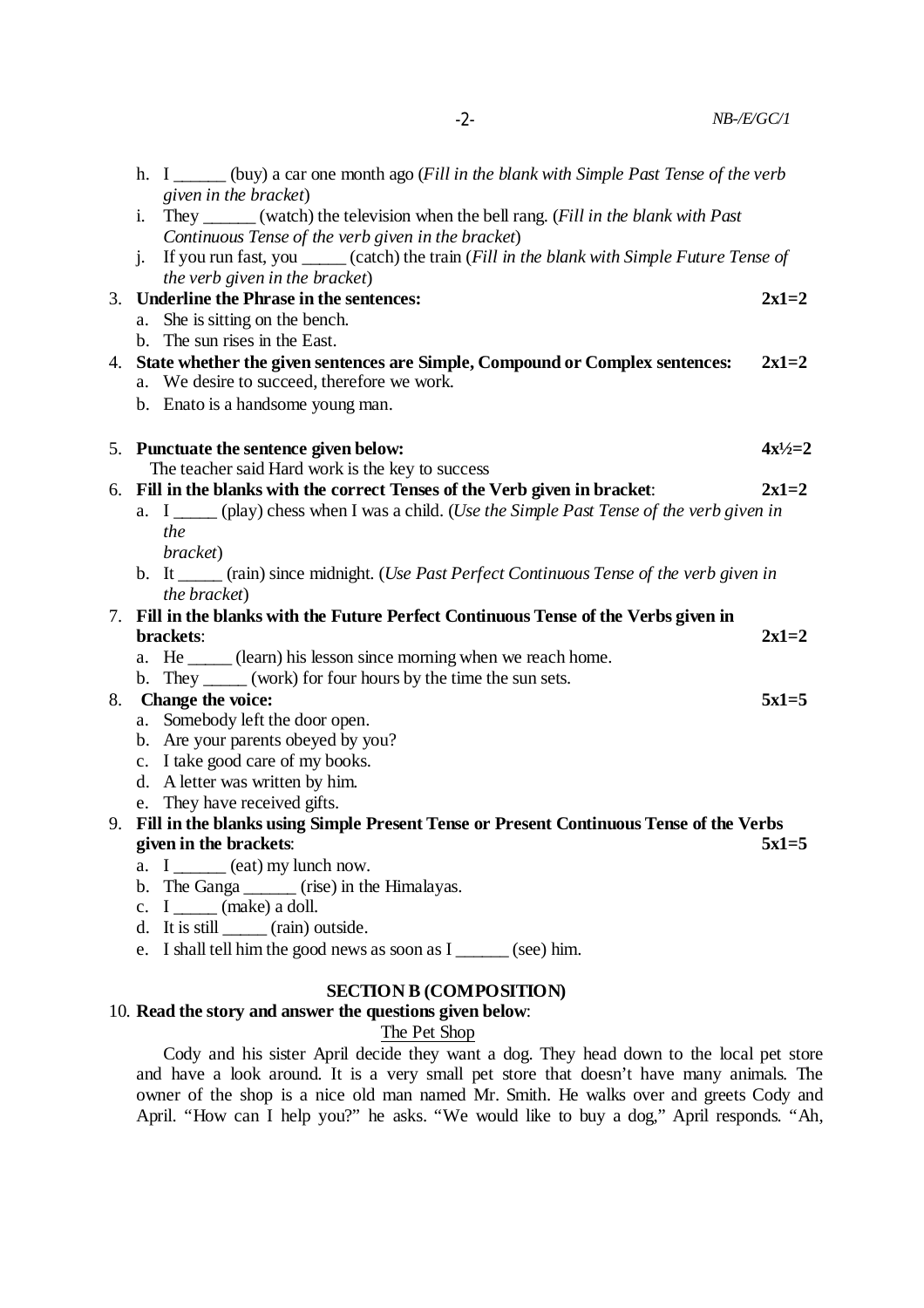h. I ______ (buy) a car one month ago (*Fill in the blank with Simple Past Tense of the verb given in the bracket*)

i. They ______ (watch) the television when the bell rang. (*Fill in the blank with Past Continuous Tense of the verb given in the bracket*)

j. If you run fast, you _____ (catch) the train (*Fill in the blank with Simple Future Tense of the verb given in the bracket*)

3. **Underline the Phrase in the sentences:** **2x1=2**
   a. She is sitting on the bench.
   b. The sun rises in the East.

4. **State whether the given sentences are Simple, Compound or Complex sentences:** **2x1=2**
   a. We desire to succeed, therefore we work.
   b. Enato is a handsome young man.

5. **Punctuate the sentence given below:** **4x½=2**
   The teacher said Hard work is the key to success

6. **Fill in the blanks with the correct Tenses of the Verb given in bracket**: **2x1=2**
   a. I _____ (play) chess when I was a child. (*Use the Simple Past Tense of the verb given in the bracket*)
   b. It _____ (rain) since midnight. (*Use Past Perfect Continuous Tense of the verb given in the bracket*)

7. **Fill in the blanks with the Future Perfect Continuous Tense of the Verbs given in brackets**: **2x1=2**
   a. He _____ (learn) his lesson since morning when we reach home.
   b. They _____ (work) for four hours by the time the sun sets.

8. **Change the voice:** **5x1=5**
   a. Somebody left the door open.
   b. Are your parents obeyed by you?
   c. I take good care of my books.
   d. A letter was written by him.
   e. They have received gifts.

9. **Fill in the blanks using Simple Present Tense or Present Continuous Tense of the Verbs given in the brackets**: **5x1=5**
   a. I ______ (eat) my lunch now.
   b. The Ganga ______ (rise) in the Himalayas.
   c. I _____ (make) a doll.
   d. It is still _____ (rain) outside.
   e. I shall tell him the good news as soon as I ______ (see) him.

## SECTION B (COMPOSITION)

10. **Read the story and answer the questions given below**:

The Pet Shop

Cody and his sister April decide they want a dog. They head down to the local pet store and have a look around. It is a very small pet store that doesn't have many animals. The owner of the shop is a nice old man named Mr. Smith. He walks over and greets Cody and April. "How can I help you?" he asks. "We would like to buy a dog," April responds. "Ah,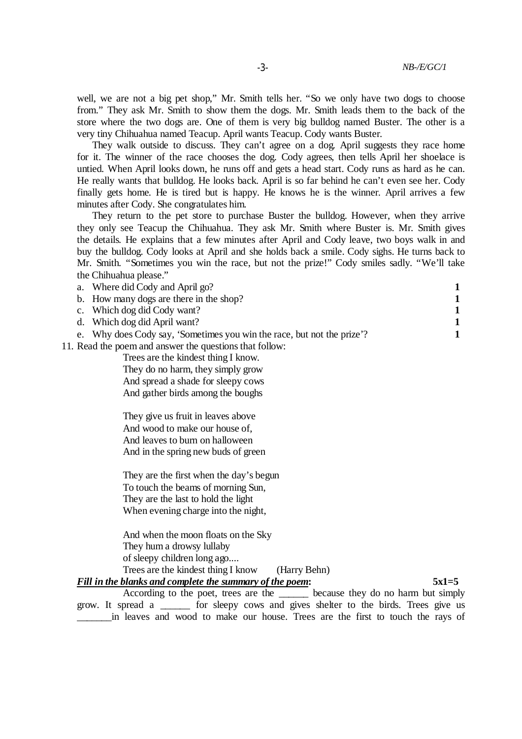well, we are not a big pet shop," Mr. Smith tells her. "So we only have two dogs to choose from." They ask Mr. Smith to show them the dogs. Mr. Smith leads them to the back of the store where the two dogs are. One of them is very big bulldog named Buster. The other is a very tiny Chihuahua named Teacup. April wants Teacup. Cody wants Buster.

They walk outside to discuss. They can't agree on a dog. April suggests they race home for it. The winner of the race chooses the dog. Cody agrees, then tells April her shoelace is untied. When April looks down, he runs off and gets a head start. Cody runs as hard as he can. He really wants that bulldog. He looks back. April is so far behind he can't even see her. Cody finally gets home. He is tired but is happy. He knows he is the winner. April arrives a few minutes after Cody. She congratulates him.

They return to the pet store to purchase Buster the bulldog. However, when they arrive they only see Teacup the Chihuahua. They ask Mr. Smith where Buster is. Mr. Smith gives the details. He explains that a few minutes after April and Cody leave, two boys walk in and buy the bulldog. Cody looks at April and she holds back a smile. Cody sighs. He turns back to Mr. Smith. "Sometimes you win the race, but not the prize!" Cody smiles sadly. "We'll take the Chihuahua please."

a. Where did Cody and April go? **1**
b. How many dogs are there in the shop? **1**
c. Which dog did Cody want? **1**
d. Which dog did April want? **1**
e. Why does Cody say, 'Sometimes you win the race, but not the prize'? **1**

11. Read the poem and answer the questions that follow:

Trees are the kindest thing I know.
They do no harm, they simply grow
And spread a shade for sleepy cows
And gather birds among the boughs

They give us fruit in leaves above
And wood to make our house of,
And leaves to burn on halloween
And in the spring new buds of green

They are the first when the day's begun
To touch the beams of morning Sun,
They are the last to hold the light
When evening charge into the night,

And when the moon floats on the Sky
They hum a drowsy lullaby
of sleepy children long ago....
Trees are the kindest thing I know (Harry Behn)

***Fill in the blanks and complete the summary of the poem*:** **5x1=5**

According to the poet, trees are the ______ because they do no harm but simply grow. It spread a ______ for sleepy cows and gives shelter to the birds. Trees give us _______in leaves and wood to make our house. Trees are the first to touch the rays of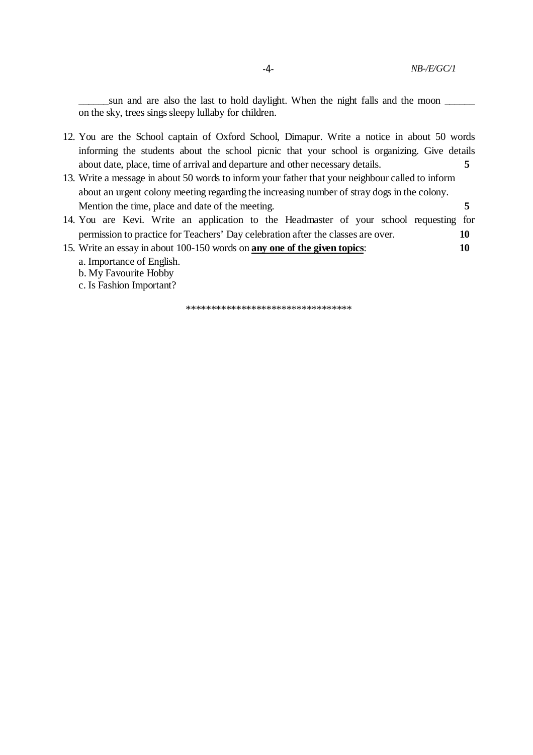______sun and are also the last to hold daylight. When the night falls and the moon ______ on the sky, trees sings sleepy lullaby for children.

12. You are the School captain of Oxford School, Dimapur. Write a notice in about 50 words informing the students about the school picnic that your school is organizing. Give details about date, place, time of arrival and departure and other necessary details. **5**
13. Write a message in about 50 words to inform your father that your neighbour called to inform about an urgent colony meeting regarding the increasing number of stray dogs in the colony. Mention the time, place and date of the meeting. **5**
14. You are Kevi. Write an application to the Headmaster of your school requesting for permission to practice for Teachers' Day celebration after the classes are over. **10**
15. Write an essay in about 100-150 words on **<u>any one of the given topics</u>**: **10**

    a. Importance of English.

    b. My Favourite Hobby

    c. Is Fashion Important?

**********************************